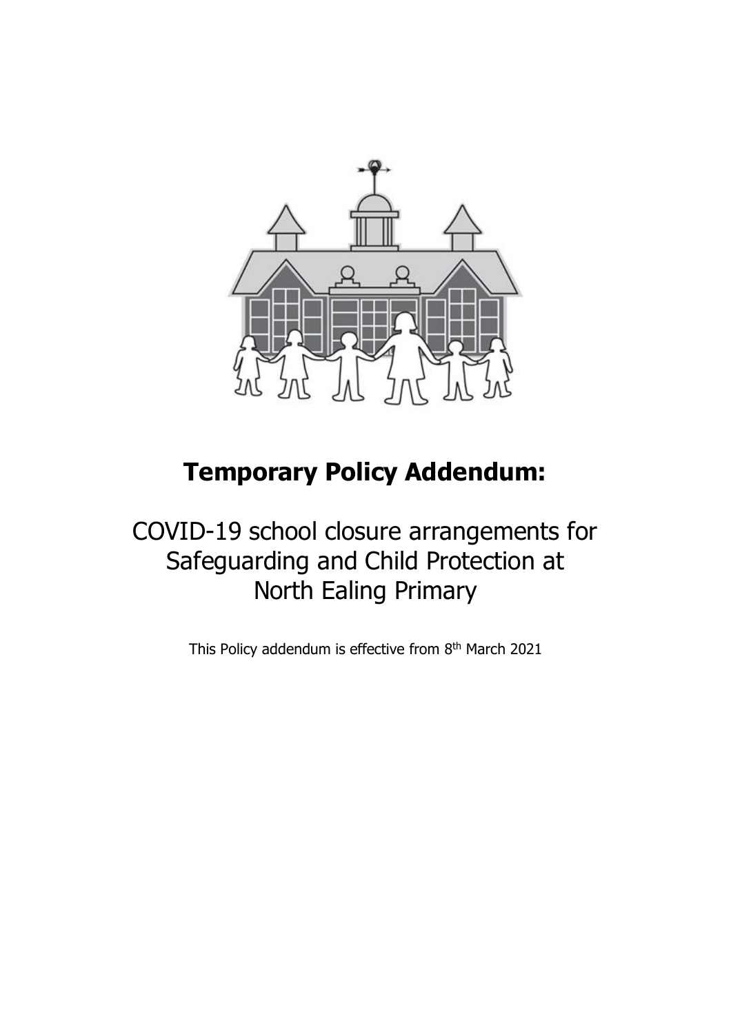# Temporary Policy Addendum:

## COVID-19 school closure arrangements for Safeguarding and Child Protection at North Ealing Primary

This Policy addendum is effective from 8th March 2021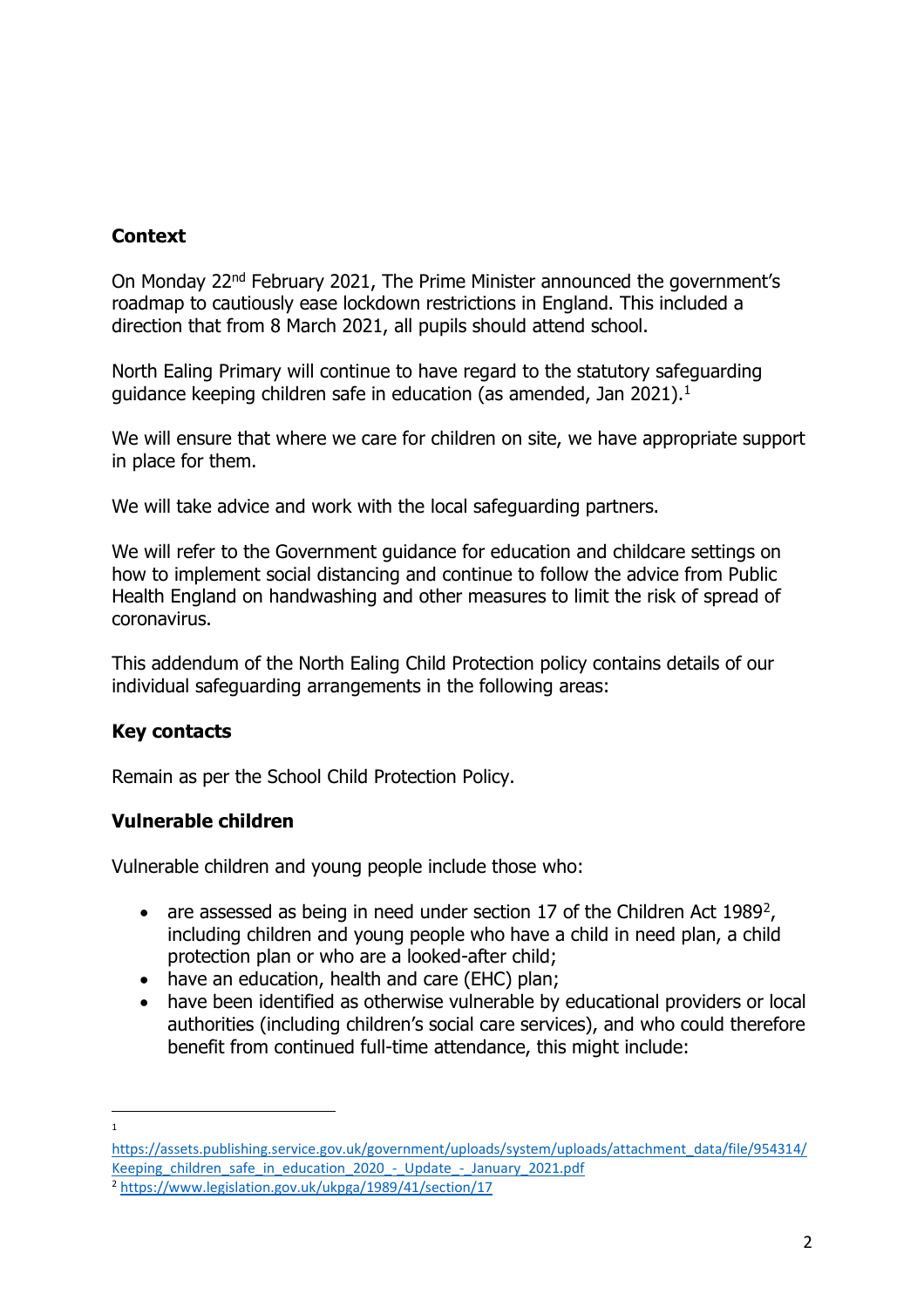## Context

On Monday 22nd February 2021, The Prime Minister announced the government's roadmap to cautiously ease lockdown restrictions in England. This included a direction that from 8 March 2021, all pupils should attend school.

North Ealing Primary will continue to have regard to the statutory safeguarding guidance keeping children safe in education (as amended, Jan 2021).[1]

We will ensure that where we care for children on site, we have appropriate support in place for them.

We will take advice and work with the local safeguarding partners.

We will refer to the Government guidance for education and childcare settings on how to implement social distancing and continue to follow the advice from Public Health England on handwashing and other measures to limit the risk of spread of coronavirus.

This addendum of the North Ealing Child Protection policy contains details of our individual safeguarding arrangements in the following areas:

## Key contacts

Remain as per the School Child Protection Policy.

## Vulnerable children

Vulnerable children and young people include those who:

- are assessed as being in need under section 17 of the Children Act 1989[2], including children and young people who have a child in need plan, a child protection plan or who are a looked-after child;
- have an education, health and care (EHC) plan;
- have been identified as otherwise vulnerable by educational providers or local authorities (including children's social care services), and who could therefore benefit from continued full-time attendance, this might include:

---

[1] https://assets.publishing.service.gov.uk/government/uploads/system/uploads/attachment_data/file/954314/Keeping_children_safe_in_education_2020_-_Update_-_January_2021.pdf

[2] https://www.legislation.gov.uk/ukpga/1989/41/section/17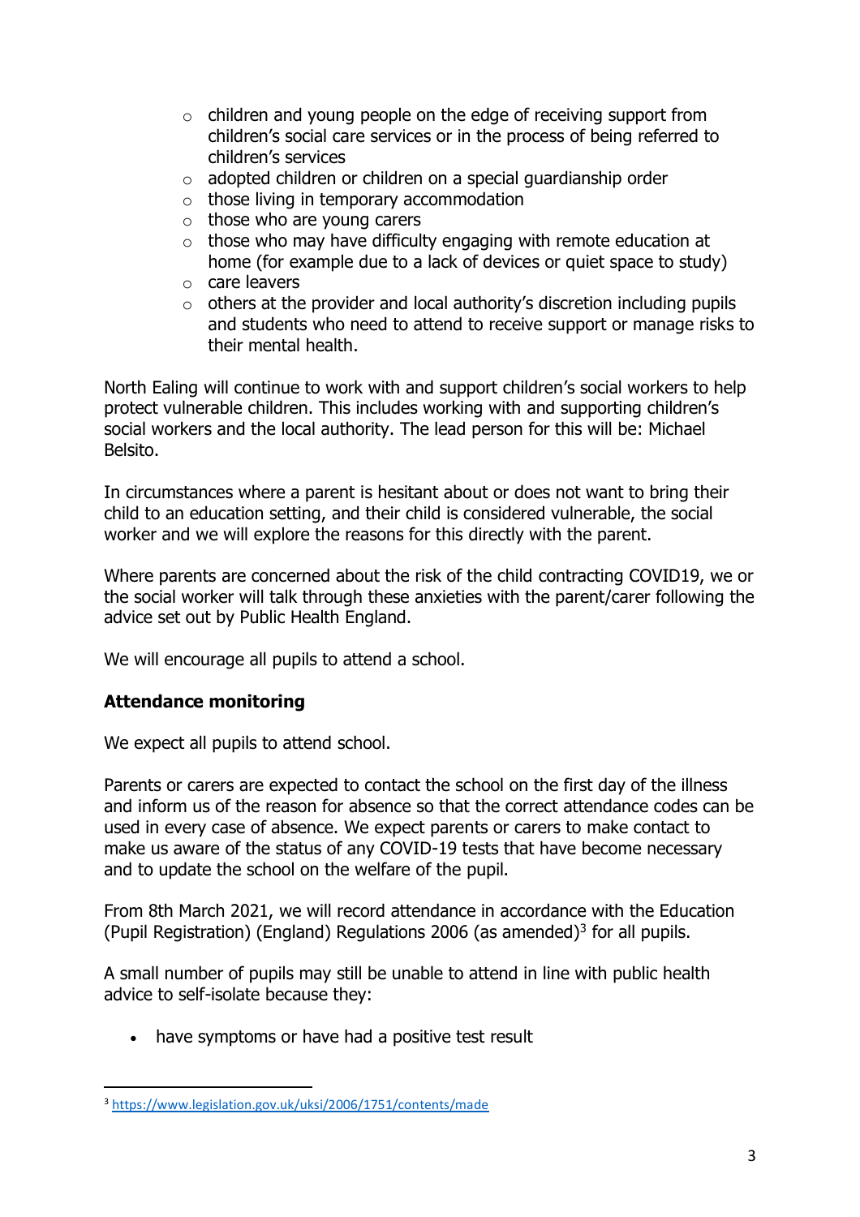- children and young people on the edge of receiving support from children's social care services or in the process of being referred to children's services
- adopted children or children on a special guardianship order
- those living in temporary accommodation
- those who are young carers
- those who may have difficulty engaging with remote education at home (for example due to a lack of devices or quiet space to study)
- care leavers
- others at the provider and local authority's discretion including pupils and students who need to attend to receive support or manage risks to their mental health.

North Ealing will continue to work with and support children's social workers to help protect vulnerable children. This includes working with and supporting children's social workers and the local authority. The lead person for this will be: Michael Belsito.

In circumstances where a parent is hesitant about or does not want to bring their child to an education setting, and their child is considered vulnerable, the social worker and we will explore the reasons for this directly with the parent.

Where parents are concerned about the risk of the child contracting COVID19, we or the social worker will talk through these anxieties with the parent/carer following the advice set out by Public Health England.

We will encourage all pupils to attend a school.

**Attendance monitoring**

We expect all pupils to attend school.

Parents or carers are expected to contact the school on the first day of the illness and inform us of the reason for absence so that the correct attendance codes can be used in every case of absence. We expect parents or carers to make contact to make us aware of the status of any COVID-19 tests that have become necessary and to update the school on the welfare of the pupil.

From 8th March 2021, we will record attendance in accordance with the Education (Pupil Registration) (England) Regulations 2006 (as amended)[3] for all pupils.

A small number of pupils may still be unable to attend in line with public health advice to self-isolate because they:

- have symptoms or have had a positive test result

[3] https://www.legislation.gov.uk/uksi/2006/1751/contents/made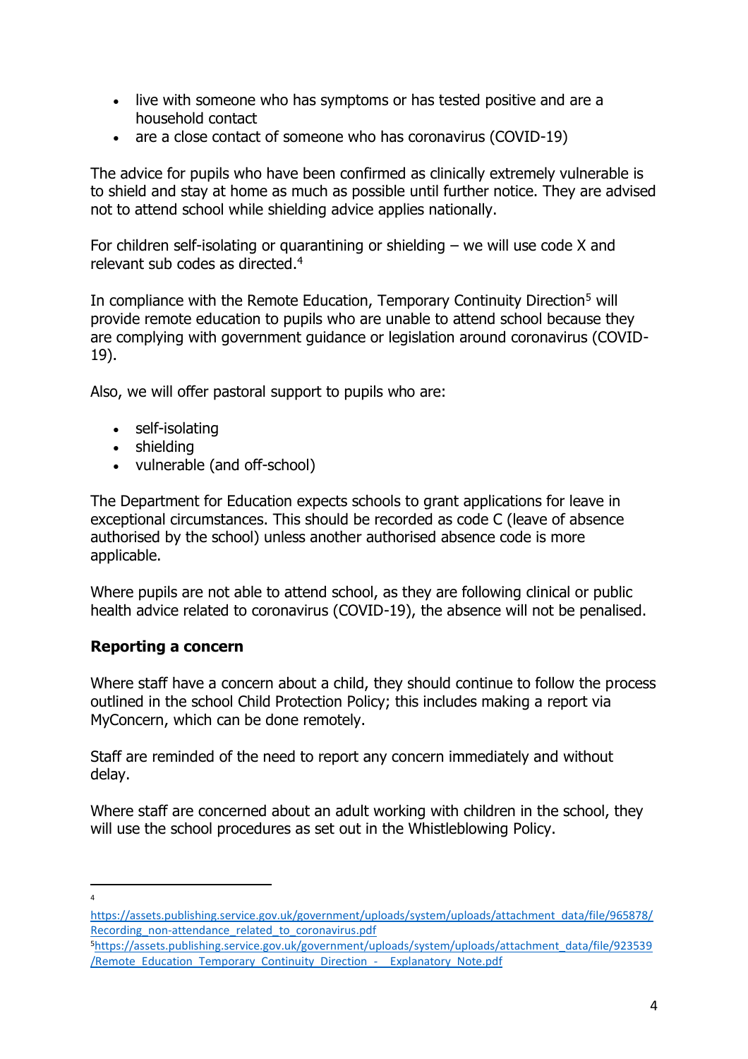- live with someone who has symptoms or has tested positive and are a household contact
- are a close contact of someone who has coronavirus (COVID-19)

The advice for pupils who have been confirmed as clinically extremely vulnerable is to shield and stay at home as much as possible until further notice. They are advised not to attend school while shielding advice applies nationally.

For children self-isolating or quarantining or shielding – we will use code X and relevant sub codes as directed.[4]

In compliance with the Remote Education, Temporary Continuity Direction[5] will provide remote education to pupils who are unable to attend school because they are complying with government guidance or legislation around coronavirus (COVID-19).

Also, we will offer pastoral support to pupils who are:

- self-isolating
- shielding
- vulnerable (and off-school)

The Department for Education expects schools to grant applications for leave in exceptional circumstances. This should be recorded as code C (leave of absence authorised by the school) unless another authorised absence code is more applicable.

Where pupils are not able to attend school, as they are following clinical or public health advice related to coronavirus (COVID-19), the absence will not be penalised.

**Reporting a concern**

Where staff have a concern about a child, they should continue to follow the process outlined in the school Child Protection Policy; this includes making a report via MyConcern, which can be done remotely.

Staff are reminded of the need to report any concern immediately and without delay.

Where staff are concerned about an adult working with children in the school, they will use the school procedures as set out in the Whistleblowing Policy.

---

[4] https://assets.publishing.service.gov.uk/government/uploads/system/uploads/attachment_data/file/965878/Recording_non-attendance_related_to_coronavirus.pdf

[5] https://assets.publishing.service.gov.uk/government/uploads/system/uploads/attachment_data/file/923539/Remote_Education_Temporary_Continuity_Direction_-__Explanatory_Note.pdf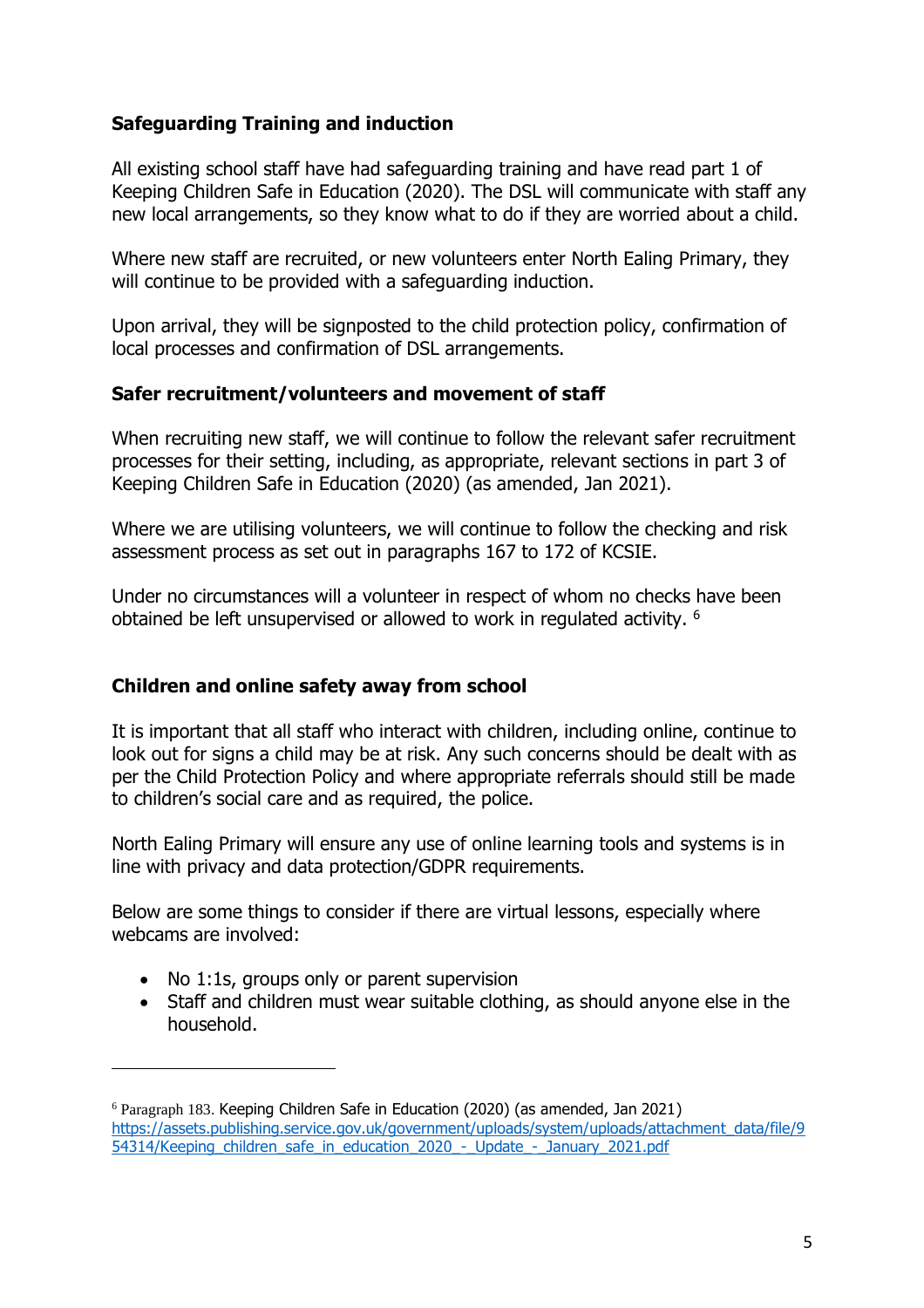**Safeguarding Training and induction**

All existing school staff have had safeguarding training and have read part 1 of Keeping Children Safe in Education (2020). The DSL will communicate with staff any new local arrangements, so they know what to do if they are worried about a child.

Where new staff are recruited, or new volunteers enter North Ealing Primary, they will continue to be provided with a safeguarding induction.

Upon arrival, they will be signposted to the child protection policy, confirmation of local processes and confirmation of DSL arrangements.

**Safer recruitment/volunteers and movement of staff**

When recruiting new staff, we will continue to follow the relevant safer recruitment processes for their setting, including, as appropriate, relevant sections in part 3 of Keeping Children Safe in Education (2020) (as amended, Jan 2021).

Where we are utilising volunteers, we will continue to follow the checking and risk assessment process as set out in paragraphs 167 to 172 of KCSIE.

Under no circumstances will a volunteer in respect of whom no checks have been obtained be left unsupervised or allowed to work in regulated activity. [6]

**Children and online safety away from school**

It is important that all staff who interact with children, including online, continue to look out for signs a child may be at risk. Any such concerns should be dealt with as per the Child Protection Policy and where appropriate referrals should still be made to children's social care and as required, the police.

North Ealing Primary will ensure any use of online learning tools and systems is in line with privacy and data protection/GDPR requirements.

Below are some things to consider if there are virtual lessons, especially where webcams are involved:

- No 1:1s, groups only or parent supervision
- Staff and children must wear suitable clothing, as should anyone else in the household.

---

[6] Paragraph 183. Keeping Children Safe in Education (2020) (as amended, Jan 2021) https://assets.publishing.service.gov.uk/government/uploads/system/uploads/attachment_data/file/954314/Keeping_children_safe_in_education_2020_-_Update_-_January_2021.pdf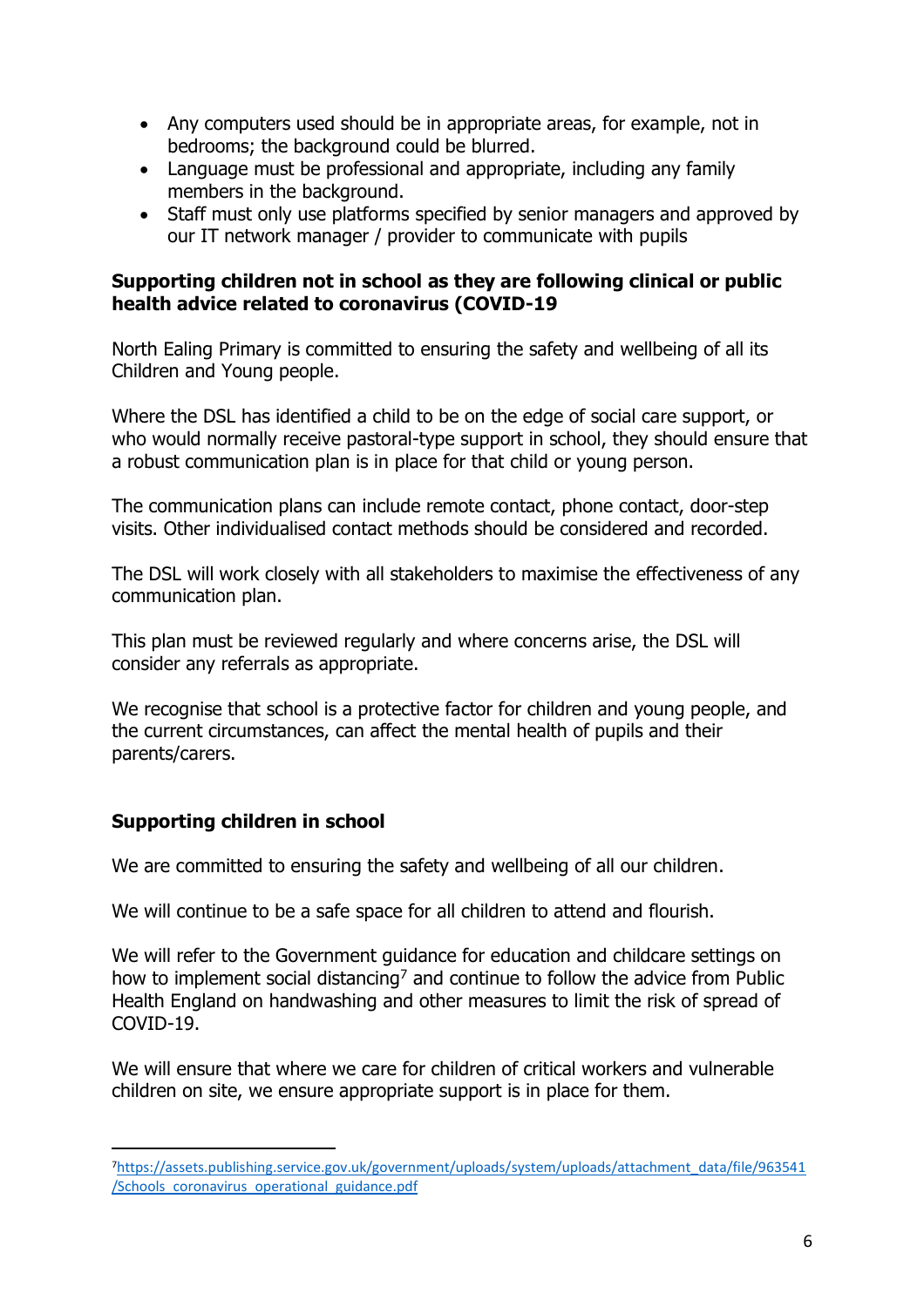- Any computers used should be in appropriate areas, for example, not in bedrooms; the background could be blurred.
- Language must be professional and appropriate, including any family members in the background.
- Staff must only use platforms specified by senior managers and approved by our IT network manager / provider to communicate with pupils

**Supporting children not in school as they are following clinical or public health advice related to coronavirus (COVID-19**

North Ealing Primary is committed to ensuring the safety and wellbeing of all its Children and Young people.

Where the DSL has identified a child to be on the edge of social care support, or who would normally receive pastoral-type support in school, they should ensure that a robust communication plan is in place for that child or young person.

The communication plans can include remote contact, phone contact, door-step visits. Other individualised contact methods should be considered and recorded.

The DSL will work closely with all stakeholders to maximise the effectiveness of any communication plan.

This plan must be reviewed regularly and where concerns arise, the DSL will consider any referrals as appropriate.

We recognise that school is a protective factor for children and young people, and the current circumstances, can affect the mental health of pupils and their parents/carers.

**Supporting children in school**

We are committed to ensuring the safety and wellbeing of all our children.

We will continue to be a safe space for all children to attend and flourish.

We will refer to the Government guidance for education and childcare settings on how to implement social distancing[7] and continue to follow the advice from Public Health England on handwashing and other measures to limit the risk of spread of COVID-19.

We will ensure that where we care for children of critical workers and vulnerable children on site, we ensure appropriate support is in place for them.

---

[7] https://assets.publishing.service.gov.uk/government/uploads/system/uploads/attachment_data/file/963541/Schools_coronavirus_operational_guidance.pdf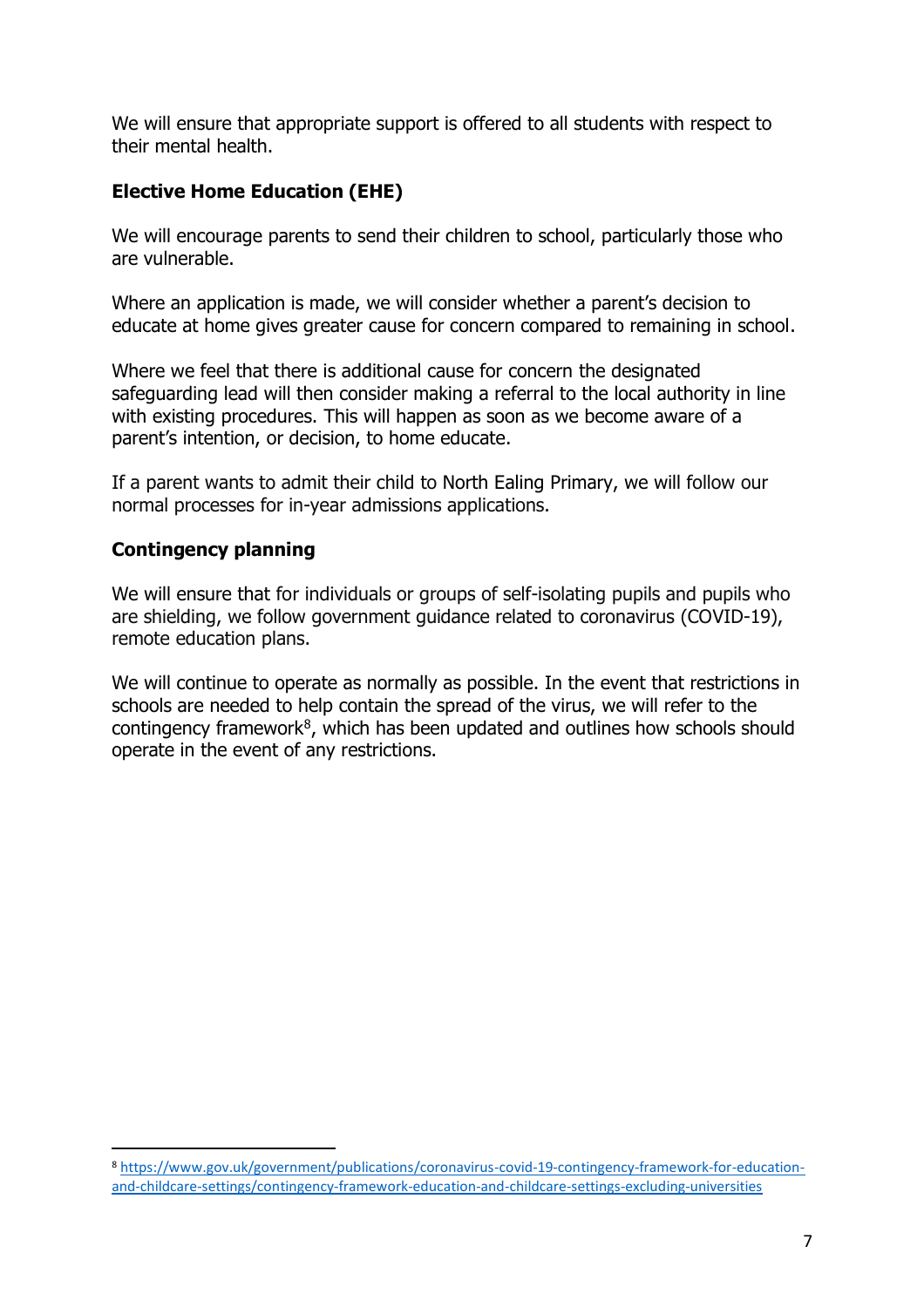We will ensure that appropriate support is offered to all students with respect to their mental health.

**Elective Home Education (EHE)**

We will encourage parents to send their children to school, particularly those who are vulnerable.

Where an application is made, we will consider whether a parent's decision to educate at home gives greater cause for concern compared to remaining in school.

Where we feel that there is additional cause for concern the designated safeguarding lead will then consider making a referral to the local authority in line with existing procedures. This will happen as soon as we become aware of a parent's intention, or decision, to home educate.

If a parent wants to admit their child to North Ealing Primary, we will follow our normal processes for in-year admissions applications.

**Contingency planning**

We will ensure that for individuals or groups of self-isolating pupils and pupils who are shielding, we follow government guidance related to coronavirus (COVID-19), remote education plans.

We will continue to operate as normally as possible. In the event that restrictions in schools are needed to help contain the spread of the virus, we will refer to the contingency framework[8], which has been updated and outlines how schools should operate in the event of any restrictions.

---

[8] https://www.gov.uk/government/publications/coronavirus-covid-19-contingency-framework-for-education-and-childcare-settings/contingency-framework-education-and-childcare-settings-excluding-universities